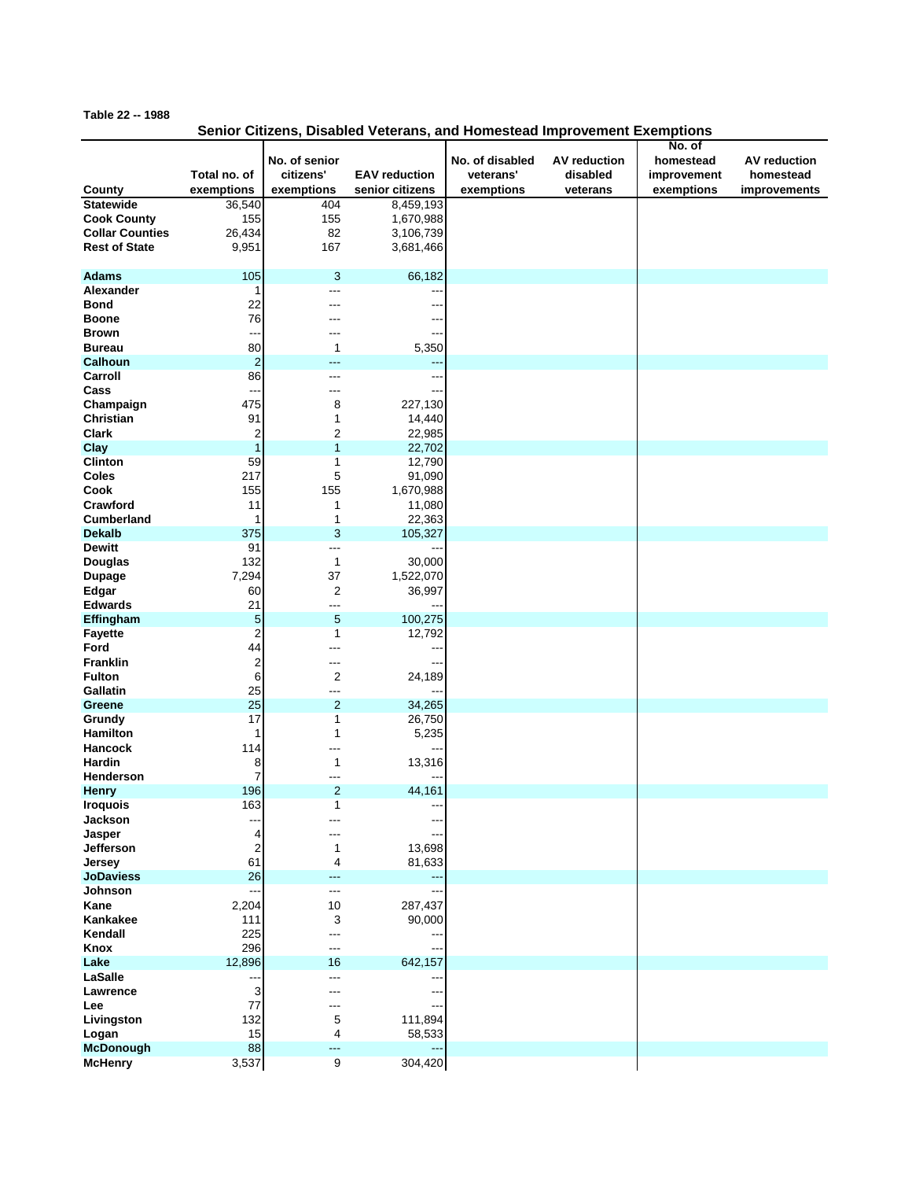Table 22 -- 1988

## Senior Citizens, Disabled Veterans, and Homestead Improvement Exemptions

| County | Total no. of exemptions | No. of senior citizens' exemptions | EAV reduction senior citizens | No. of disabled veterans' exemptions | AV reduction disabled veterans | No. of homestead improvement exemptions | AV reduction homestead improvements |
|---|---|---|---|---|---|---|---|
| Statewide | 36,540 | 404 | 8,459,193 | | | | |
| Cook County | 155 | 155 | 1,670,988 | | | | |
| Collar Counties | 26,434 | 82 | 3,106,739 | | | | |
| Rest of State | 9,951 | 167 | 3,681,466 | | | | |
| | | | | | | | |
| Adams | 105 | 3 | 66,182 | | | | |
| Alexander | 1 | --- | --- | | | | |
| Bond | 22 | --- | --- | | | | |
| Boone | 76 | --- | --- | | | | |
| Brown | --- | --- | --- | | | | |
| Bureau | 80 | 1 | 5,350 | | | | |
| Calhoun | 2 | --- | --- | | | | |
| Carroll | 86 | --- | --- | | | | |
| Cass | --- | --- | --- | | | | |
| Champaign | 475 | 8 | 227,130 | | | | |
| Christian | 91 | 1 | 14,440 | | | | |
| Clark | 2 | 2 | 22,985 | | | | |
| Clay | 1 | 1 | 22,702 | | | | |
| Clinton | 59 | 1 | 12,790 | | | | |
| Coles | 217 | 5 | 91,090 | | | | |
| Cook | 155 | 155 | 1,670,988 | | | | |
| Crawford | 11 | 1 | 11,080 | | | | |
| Cumberland | 1 | 1 | 22,363 | | | | |
| Dekalb | 375 | 3 | 105,327 | | | | |
| Dewitt | 91 | --- | --- | | | | |
| Douglas | 132 | 1 | 30,000 | | | | |
| Dupage | 7,294 | 37 | 1,522,070 | | | | |
| Edgar | 60 | 2 | 36,997 | | | | |
| Edwards | 21 | --- | --- | | | | |
| Effingham | 5 | 5 | 100,275 | | | | |
| Fayette | 2 | 1 | 12,792 | | | | |
| Ford | 44 | --- | --- | | | | |
| Franklin | 2 | --- | --- | | | | |
| Fulton | 6 | 2 | 24,189 | | | | |
| Gallatin | 25 | --- | --- | | | | |
| Greene | 25 | 2 | 34,265 | | | | |
| Grundy | 17 | 1 | 26,750 | | | | |
| Hamilton | 1 | 1 | 5,235 | | | | |
| Hancock | 114 | --- | --- | | | | |
| Hardin | 8 | 1 | 13,316 | | | | |
| Henderson | 7 | --- | --- | | | | |
| Henry | 196 | 2 | 44,161 | | | | |
| Iroquois | 163 | 1 | --- | | | | |
| Jackson | --- | --- | --- | | | | |
| Jasper | 4 | --- | --- | | | | |
| Jefferson | 2 | 1 | 13,698 | | | | |
| Jersey | 61 | 4 | 81,633 | | | | |
| JoDaviess | 26 | --- | --- | | | | |
| Johnson | --- | --- | --- | | | | |
| Kane | 2,204 | 10 | 287,437 | | | | |
| Kankakee | 111 | 3 | 90,000 | | | | |
| Kendall | 225 | --- | --- | | | | |
| Knox | 296 | --- | --- | | | | |
| Lake | 12,896 | 16 | 642,157 | | | | |
| LaSalle | --- | --- | --- | | | | |
| Lawrence | 3 | --- | --- | | | | |
| Lee | 77 | --- | --- | | | | |
| Livingston | 132 | 5 | 111,894 | | | | |
| Logan | 15 | 4 | 58,533 | | | | |
| McDonough | 88 | --- | --- | | | | |
| McHenry | 3,537 | 9 | 304,420 | | | | |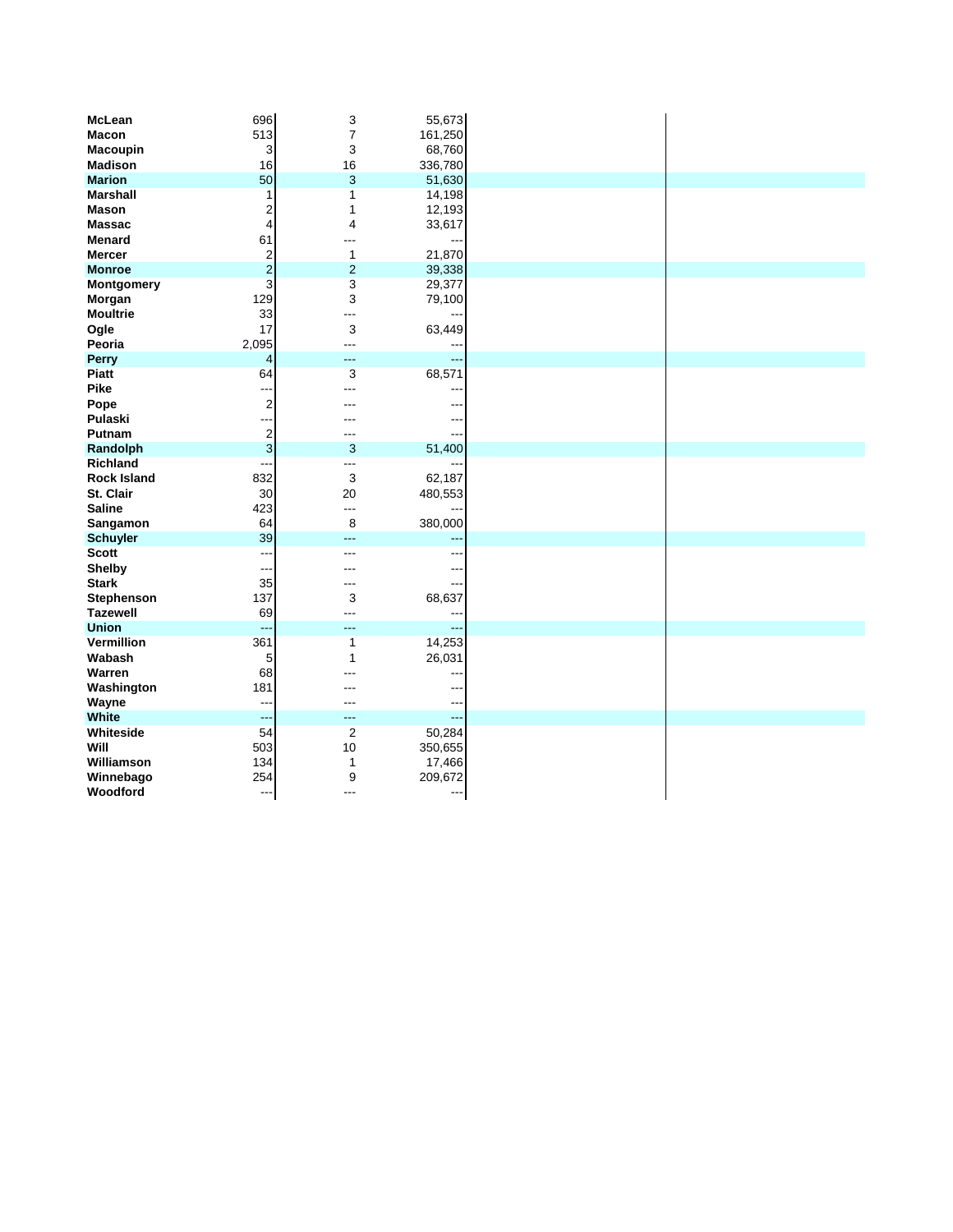| | | | |
|---|---|---|---|
| **McLean** | 696 | 3 | 55,673 |
| **Macon** | 513 | 7 | 161,250 |
| **Macoupin** | 3 | 3 | 68,760 |
| **Madison** | 16 | 16 | 336,780 |
| **Marion** | 50 | 3 | 51,630 |
| **Marshall** | 1 | 1 | 14,198 |
| **Mason** | 2 | 1 | 12,193 |
| **Massac** | 4 | 4 | 33,617 |
| **Menard** | 61 | --- | --- |
| **Mercer** | 2 | 1 | 21,870 |
| **Monroe** | 2 | 2 | 39,338 |
| **Montgomery** | 3 | 3 | 29,377 |
| **Morgan** | 129 | 3 | 79,100 |
| **Moultrie** | 33 | --- | --- |
| **Ogle** | 17 | 3 | 63,449 |
| **Peoria** | 2,095 | --- | --- |
| **Perry** | 4 | --- | --- |
| **Piatt** | 64 | 3 | 68,571 |
| **Pike** | --- | --- | --- |
| **Pope** | 2 | --- | --- |
| **Pulaski** | --- | --- | --- |
| **Putnam** | 2 | --- | --- |
| **Randolph** | 3 | 3 | 51,400 |
| **Richland** | --- | --- | --- |
| **Rock Island** | 832 | 3 | 62,187 |
| **St. Clair** | 30 | 20 | 480,553 |
| **Saline** | 423 | --- | --- |
| **Sangamon** | 64 | 8 | 380,000 |
| **Schuyler** | 39 | --- | --- |
| **Scott** | --- | --- | --- |
| **Shelby** | --- | --- | --- |
| **Stark** | 35 | --- | --- |
| **Stephenson** | 137 | 3 | 68,637 |
| **Tazewell** | 69 | --- | --- |
| **Union** | --- | --- | --- |
| **Vermillion** | 361 | 1 | 14,253 |
| **Wabash** | 5 | 1 | 26,031 |
| **Warren** | 68 | --- | --- |
| **Washington** | 181 | --- | --- |
| **Wayne** | --- | --- | --- |
| **White** | --- | --- | --- |
| **Whiteside** | 54 | 2 | 50,284 |
| **Will** | 503 | 10 | 350,655 |
| **Williamson** | 134 | 1 | 17,466 |
| **Winnebago** | 254 | 9 | 209,672 |
| **Woodford** | --- | --- | --- |